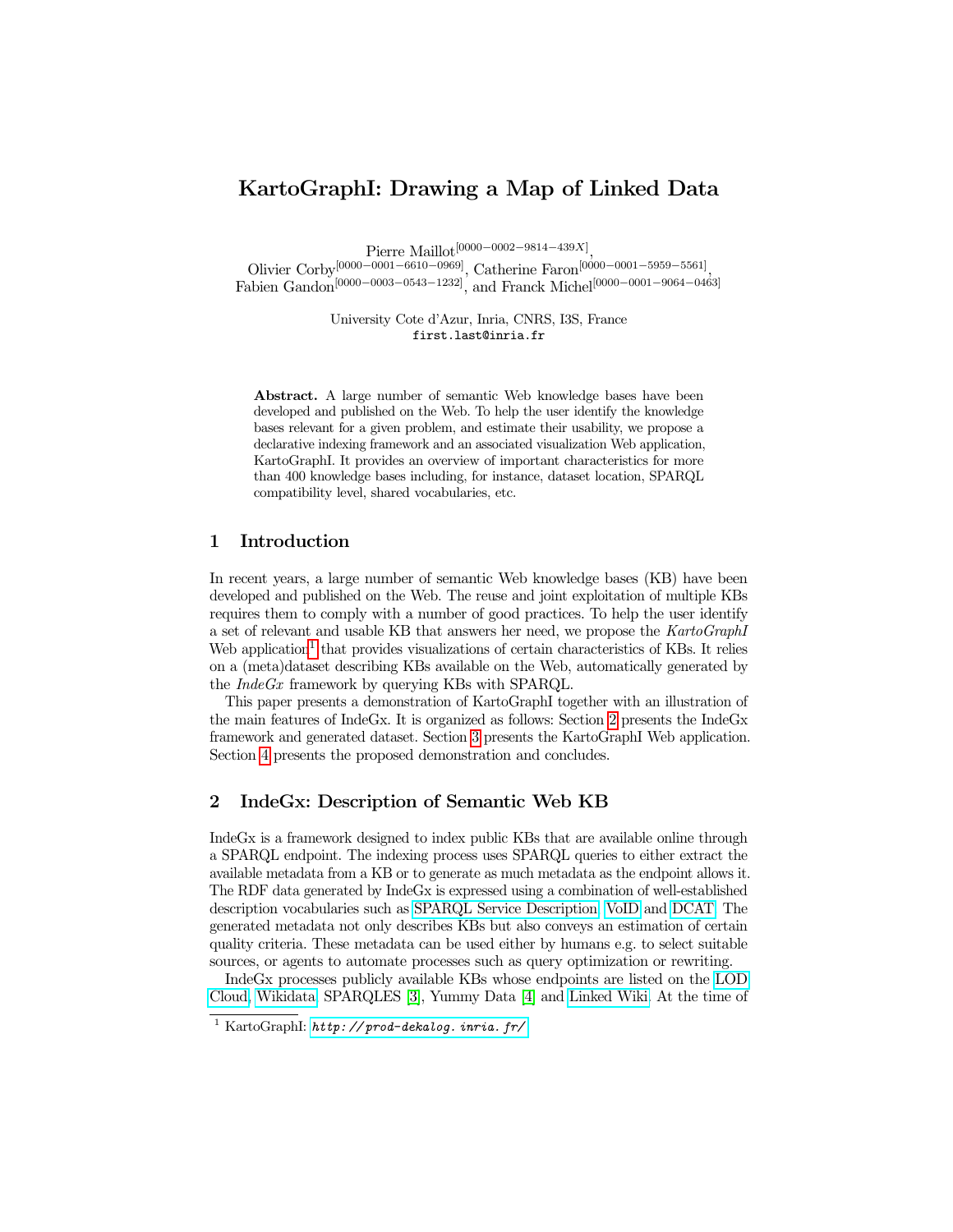# KartoGraphI: Drawing a Map of Linked Data

Pierre Maillot[0000−0002−9814−439X], Olivier Corby[0000−0001−6610−0969], Catherine Faron[0000−0001−5959−5561], Fabien Gandon[0000−0003−0543−1232], and Franck Michel[0000−0001−9064−0463]

University Cote d'Azur, Inria, CNRS, I3S, France
first.last@inria.fr

**Abstract.** A large number of semantic Web knowledge bases have been developed and published on the Web. To help the user identify the knowledge bases relevant for a given problem, and estimate their usability, we propose a declarative indexing framework and an associated visualization Web application, KartoGraphI. It provides an overview of important characteristics for more than 400 knowledge bases including, for instance, dataset location, SPARQL compatibility level, shared vocabularies, etc.

## 1 Introduction

In recent years, a large number of semantic Web knowledge bases (KB) have been developed and published on the Web. The reuse and joint exploitation of multiple KBs requires them to comply with a number of good practices. To help the user identify a set of relevant and usable KB that answers her need, we propose the *KartoGraphI* Web application[1] that provides visualizations of certain characteristics of KBs. It relies on a (meta)dataset describing KBs available on the Web, automatically generated by the *IndeGx* framework by querying KBs with SPARQL.

This paper presents a demonstration of KartoGraphI together with an illustration of the main features of IndeGx. It is organized as follows: Section 2 presents the IndeGx framework and generated dataset. Section 3 presents the KartoGraphI Web application. Section 4 presents the proposed demonstration and concludes.

## 2 IndeGx: Description of Semantic Web KB

IndeGx is a framework designed to index public KBs that are available online through a SPARQL endpoint. The indexing process uses SPARQL queries to either extract the available metadata from a KB or to generate as much metadata as the endpoint allows it. The RDF data generated by IndeGx is expressed using a combination of well-established description vocabularies such as SPARQL Service Description, VoID and DCAT. The generated metadata not only describes KBs but also conveys an estimation of certain quality criteria. These metadata can be used either by humans e.g. to select suitable sources, or agents to automate processes such as query optimization or rewriting.

IndeGx processes publicly available KBs whose endpoints are listed on the LOD Cloud, Wikidata, SPARQLES [3], Yummy Data [4] and Linked Wiki. At the time of

[1] KartoGraphI: *http://prod-dekalog.inria.fr/*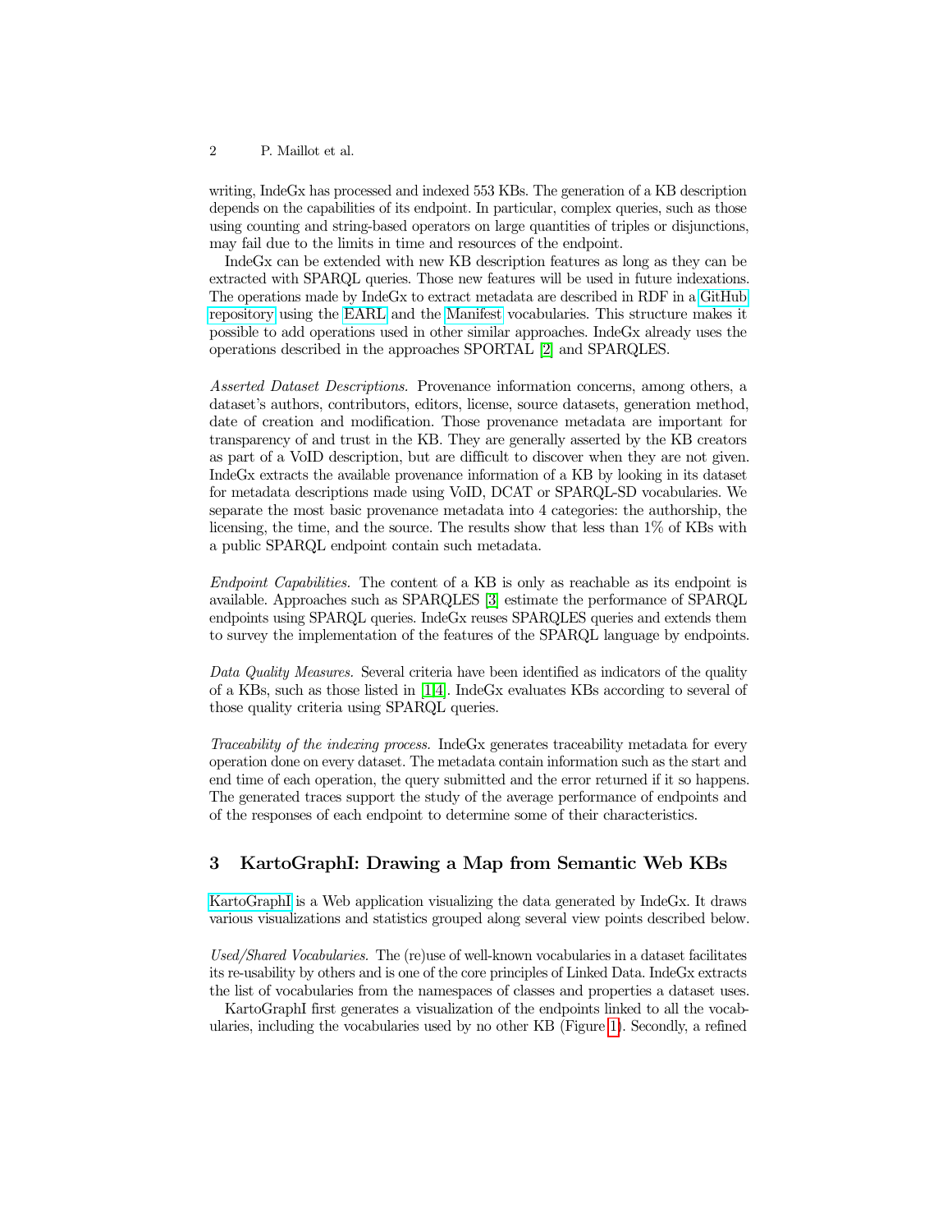writing, IndeGx has processed and indexed 553 KBs. The generation of a KB description depends on the capabilities of its endpoint. In particular, complex queries, such as those using counting and string-based operators on large quantities of triples or disjunctions, may fail due to the limits in time and resources of the endpoint.

IndeGx can be extended with new KB description features as long as they can be extracted with SPARQL queries. Those new features will be used in future indexations. The operations made by IndeGx to extract metadata are described in RDF in a GitHub repository using the EARL and the Manifest vocabularies. This structure makes it possible to add operations used in other similar approaches. IndeGx already uses the operations described in the approaches SPORTAL [2] and SPARQLES.

*Asserted Dataset Descriptions.* Provenance information concerns, among others, a dataset's authors, contributors, editors, license, source datasets, generation method, date of creation and modification. Those provenance metadata are important for transparency of and trust in the KB. They are generally asserted by the KB creators as part of a VoID description, but are difficult to discover when they are not given. IndeGx extracts the available provenance information of a KB by looking in its dataset for metadata descriptions made using VoID, DCAT or SPARQL-SD vocabularies. We separate the most basic provenance metadata into 4 categories: the authorship, the licensing, the time, and the source. The results show that less than 1% of KBs with a public SPARQL endpoint contain such metadata.

*Endpoint Capabilities.* The content of a KB is only as reachable as its endpoint is available. Approaches such as SPARQLES [3] estimate the performance of SPARQL endpoints using SPARQL queries. IndeGx reuses SPARQLES queries and extends them to survey the implementation of the features of the SPARQL language by endpoints.

*Data Quality Measures.* Several criteria have been identified as indicators of the quality of a KBs, such as those listed in [1,4]. IndeGx evaluates KBs according to several of those quality criteria using SPARQL queries.

*Traceability of the indexing process.* IndeGx generates traceability metadata for every operation done on every dataset. The metadata contain information such as the start and end time of each operation, the query submitted and the error returned if it so happens. The generated traces support the study of the average performance of endpoints and of the responses of each endpoint to determine some of their characteristics.

## 3 KartoGraphI: Drawing a Map from Semantic Web KBs

KartoGraphI is a Web application visualizing the data generated by IndeGx. It draws various visualizations and statistics grouped along several view points described below.

*Used/Shared Vocabularies.* The (re)use of well-known vocabularies in a dataset facilitates its re-usability by others and is one of the core principles of Linked Data. IndeGx extracts the list of vocabularies from the namespaces of classes and properties a dataset uses.

KartoGraphI first generates a visualization of the endpoints linked to all the vocabularies, including the vocabularies used by no other KB (Figure 1). Secondly, a refined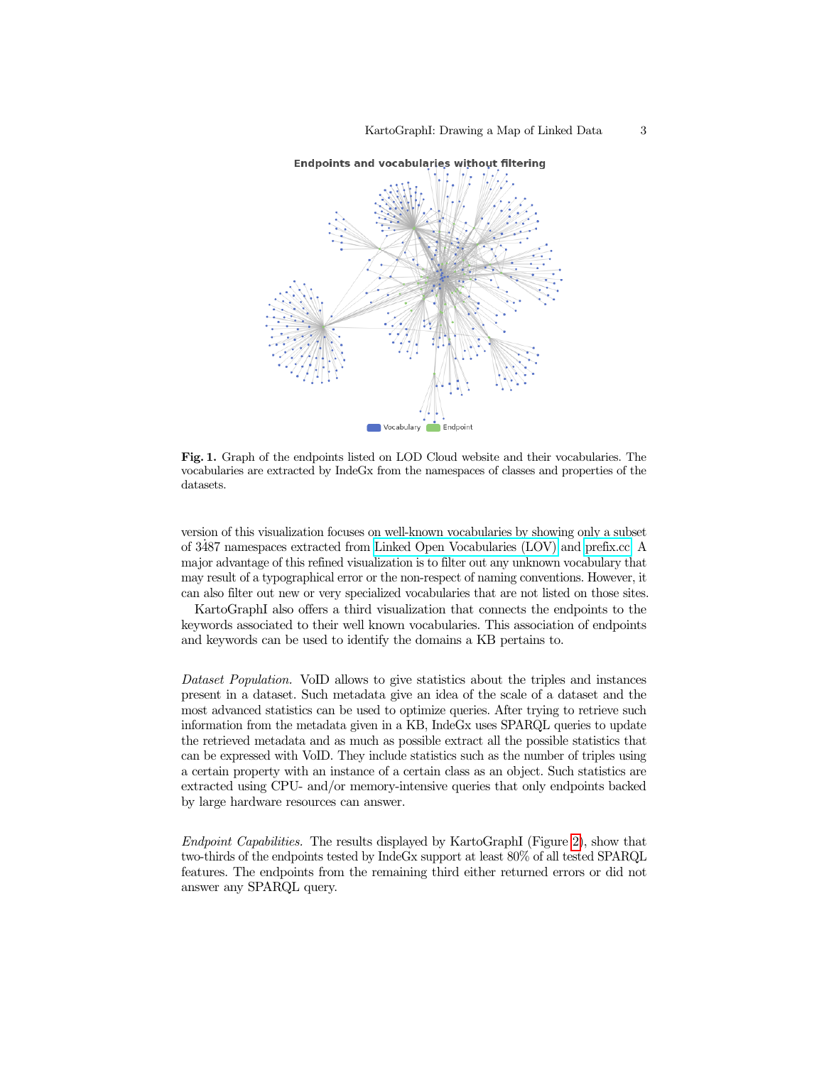**Fig. 1.** Graph of the endpoints listed on LOD Cloud website and their vocabularies. The vocabularies are extracted by IndeGx from the namespaces of classes and properties of the datasets.

version of this visualization focuses on well-known vocabularies by showing only a subset of 3487 namespaces extracted from Linked Open Vocabularies (LOV) and prefix.cc. A major advantage of this refined visualization is to filter out any unknown vocabulary that may result of a typographical error or the non-respect of naming conventions. However, it can also filter out new or very specialized vocabularies that are not listed on those sites.

KartoGraphI also offers a third visualization that connects the endpoints to the keywords associated to their well known vocabularies. This association of endpoints and keywords can be used to identify the domains a KB pertains to.

*Dataset Population.* VoID allows to give statistics about the triples and instances present in a dataset. Such metadata give an idea of the scale of a dataset and the most advanced statistics can be used to optimize queries. After trying to retrieve such information from the metadata given in a KB, IndeGx uses SPARQL queries to update the retrieved metadata and as much as possible extract all the possible statistics that can be expressed with VoID. They include statistics such as the number of triples using a certain property with an instance of a certain class as an object. Such statistics are extracted using CPU- and/or memory-intensive queries that only endpoints backed by large hardware resources can answer.

*Endpoint Capabilities.* The results displayed by KartoGraphI (Figure 2), show that two-thirds of the endpoints tested by IndeGx support at least 80% of all tested SPARQL features. The endpoints from the remaining third either returned errors or did not answer any SPARQL query.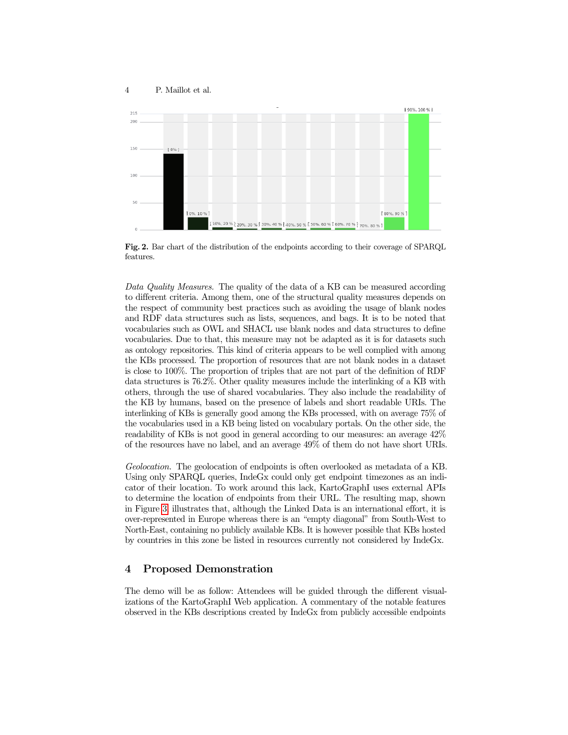**Fig. 2.** Bar chart of the distribution of the endpoints according to their coverage of SPARQL features.

*Data Quality Measures.* The quality of the data of a KB can be measured according to different criteria. Among them, one of the structural quality measures depends on the respect of community best practices such as avoiding the usage of blank nodes and RDF data structures such as lists, sequences, and bags. It is to be noted that vocabularies such as OWL and SHACL use blank nodes and data structures to define vocabularies. Due to that, this measure may not be adapted as it is for datasets such as ontology repositories. This kind of criteria appears to be well complied with among the KBs processed. The proportion of resources that are not blank nodes in a dataset is close to 100%. The proportion of triples that are not part of the definition of RDF data structures is 76.2%. Other quality measures include the interlinking of a KB with others, through the use of shared vocabularies. They also include the readability of the KB by humans, based on the presence of labels and short readable URIs. The interlinking of KBs is generally good among the KBs processed, with on average 75% of the vocabularies used in a KB being listed on vocabulary portals. On the other side, the readability of KBs is not good in general according to our measures: an average 42% of the resources have no label, and an average 49% of them do not have short URIs.

*Geolocation.* The geolocation of endpoints is often overlooked as metadata of a KB. Using only SPARQL queries, IndeGx could only get endpoint timezones as an indicator of their location. To work around this lack, KartoGraphI uses external APIs to determine the location of endpoints from their URL. The resulting map, shown in Figure 3 illustrates that, although the Linked Data is an international effort, it is over-represented in Europe whereas there is an "empty diagonal" from South-West to North-East, containing no publicly available KBs. It is however possible that KBs hosted by countries in this zone be listed in resources currently not considered by IndeGx.

## 4 Proposed Demonstration

The demo will be as follow: Attendees will be guided through the different visualizations of the KartoGraphI Web application. A commentary of the notable features observed in the KBs descriptions created by IndeGx from publicly accessible endpoints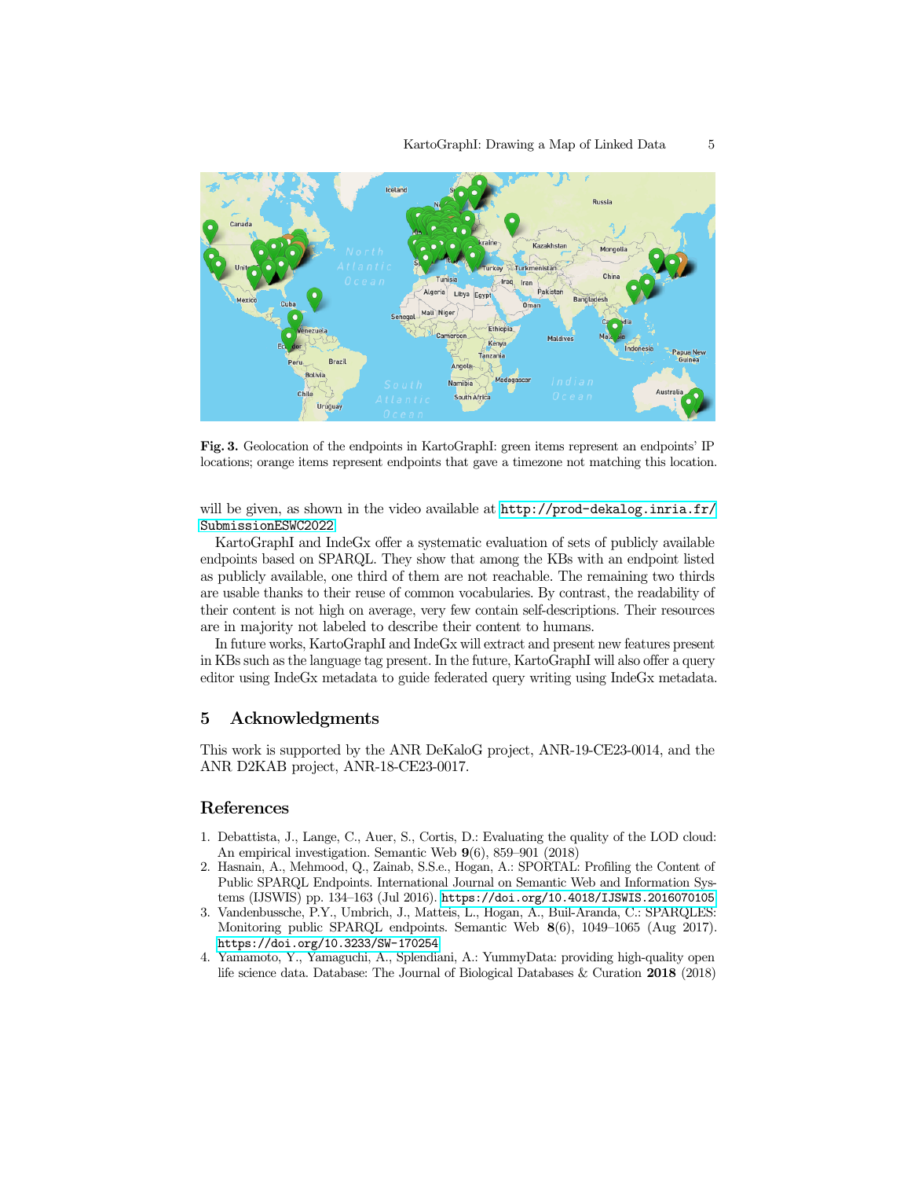Fig. 3. Geolocation of the endpoints in KartoGraphI: green items represent an endpoints' IP locations; orange items represent endpoints that gave a timezone not matching this location.

will be given, as shown in the video available at http://prod-dekalog.inria.fr/SubmissionESWC2022

KartoGraphI and IndeGx offer a systematic evaluation of sets of publicly available endpoints based on SPARQL. They show that among the KBs with an endpoint listed as publicly available, one third of them are not reachable. The remaining two thirds are usable thanks to their reuse of common vocabularies. By contrast, the readability of their content is not high on average, very few contain self-descriptions. Their resources are in majority not labeled to describe their content to humans.

In future works, KartoGraphI and IndeGx will extract and present new features present in KBs such as the language tag present. In the future, KartoGraphI will also offer a query editor using IndeGx metadata to guide federated query writing using IndeGx metadata.

## 5 Acknowledgments

This work is supported by the ANR DeKaloG project, ANR-19-CE23-0014, and the ANR D2KAB project, ANR-18-CE23-0017.

## References

1. Debattista, J., Lange, C., Auer, S., Cortis, D.: Evaluating the quality of the LOD cloud: An empirical investigation. Semantic Web **9**(6), 859–901 (2018)
2. Hasnain, A., Mehmood, Q., Zainab, S.S.e., Hogan, A.: SPORTAL: Profiling the Content of Public SPARQL Endpoints. International Journal on Semantic Web and Information Systems (IJSWIS) pp. 134–163 (Jul 2016). https://doi.org/10.4018/IJSWIS.2016070105
3. Vandenbussche, P.Y., Umbrich, J., Matteis, L., Hogan, A., Buil-Aranda, C.: SPARQLES: Monitoring public SPARQL endpoints. Semantic Web **8**(6), 1049–1065 (Aug 2017). https://doi.org/10.3233/SW-170254
4. Yamamoto, Y., Yamaguchi, A., Splendiani, A.: YummyData: providing high-quality open life science data. Database: The Journal of Biological Databases & Curation **2018** (2018)